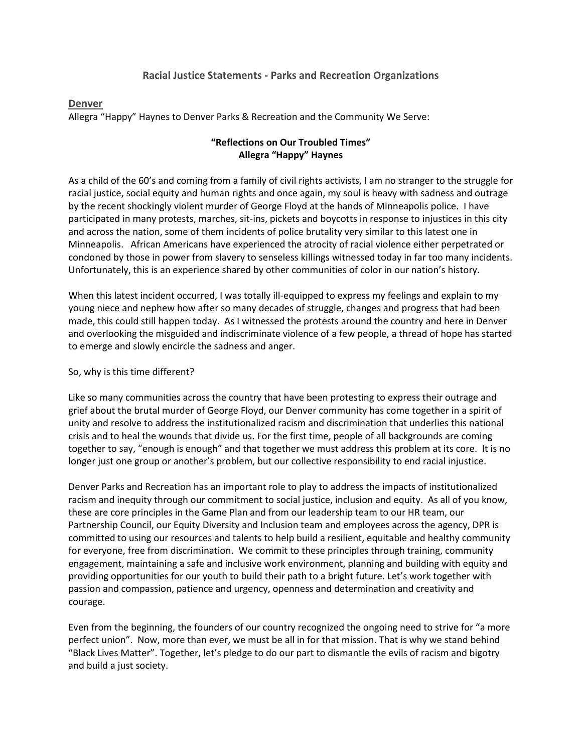# Racial Justice Statements - Parks and Recreation Organizations

## Denver

Allegra "Happy" Haynes to Denver Parks & Recreation and the Community We Serve:

### "Reflections on Our Troubled Times"
### Allegra "Happy" Haynes

As a child of the 60's and coming from a family of civil rights activists, I am no stranger to the struggle for racial justice, social equity and human rights and once again, my soul is heavy with sadness and outrage by the recent shockingly violent murder of George Floyd at the hands of Minneapolis police. I have participated in many protests, marches, sit-ins, pickets and boycotts in response to injustices in this city and across the nation, some of them incidents of police brutality very similar to this latest one in Minneapolis. African Americans have experienced the atrocity of racial violence either perpetrated or condoned by those in power from slavery to senseless killings witnessed today in far too many incidents. Unfortunately, this is an experience shared by other communities of color in our nation's history.

When this latest incident occurred, I was totally ill-equipped to express my feelings and explain to my young niece and nephew how after so many decades of struggle, changes and progress that had been made, this could still happen today. As I witnessed the protests around the country and here in Denver and overlooking the misguided and indiscriminate violence of a few people, a thread of hope has started to emerge and slowly encircle the sadness and anger.

So, why is this time different?

Like so many communities across the country that have been protesting to express their outrage and grief about the brutal murder of George Floyd, our Denver community has come together in a spirit of unity and resolve to address the institutionalized racism and discrimination that underlies this national crisis and to heal the wounds that divide us. For the first time, people of all backgrounds are coming together to say, "enough is enough" and that together we must address this problem at its core. It is no longer just one group or another's problem, but our collective responsibility to end racial injustice.

Denver Parks and Recreation has an important role to play to address the impacts of institutionalized racism and inequity through our commitment to social justice, inclusion and equity. As all of you know, these are core principles in the Game Plan and from our leadership team to our HR team, our Partnership Council, our Equity Diversity and Inclusion team and employees across the agency, DPR is committed to using our resources and talents to help build a resilient, equitable and healthy community for everyone, free from discrimination. We commit to these principles through training, community engagement, maintaining a safe and inclusive work environment, planning and building with equity and providing opportunities for our youth to build their path to a bright future. Let's work together with passion and compassion, patience and urgency, openness and determination and creativity and courage.

Even from the beginning, the founders of our country recognized the ongoing need to strive for "a more perfect union". Now, more than ever, we must be all in for that mission. That is why we stand behind "Black Lives Matter". Together, let's pledge to do our part to dismantle the evils of racism and bigotry and build a just society.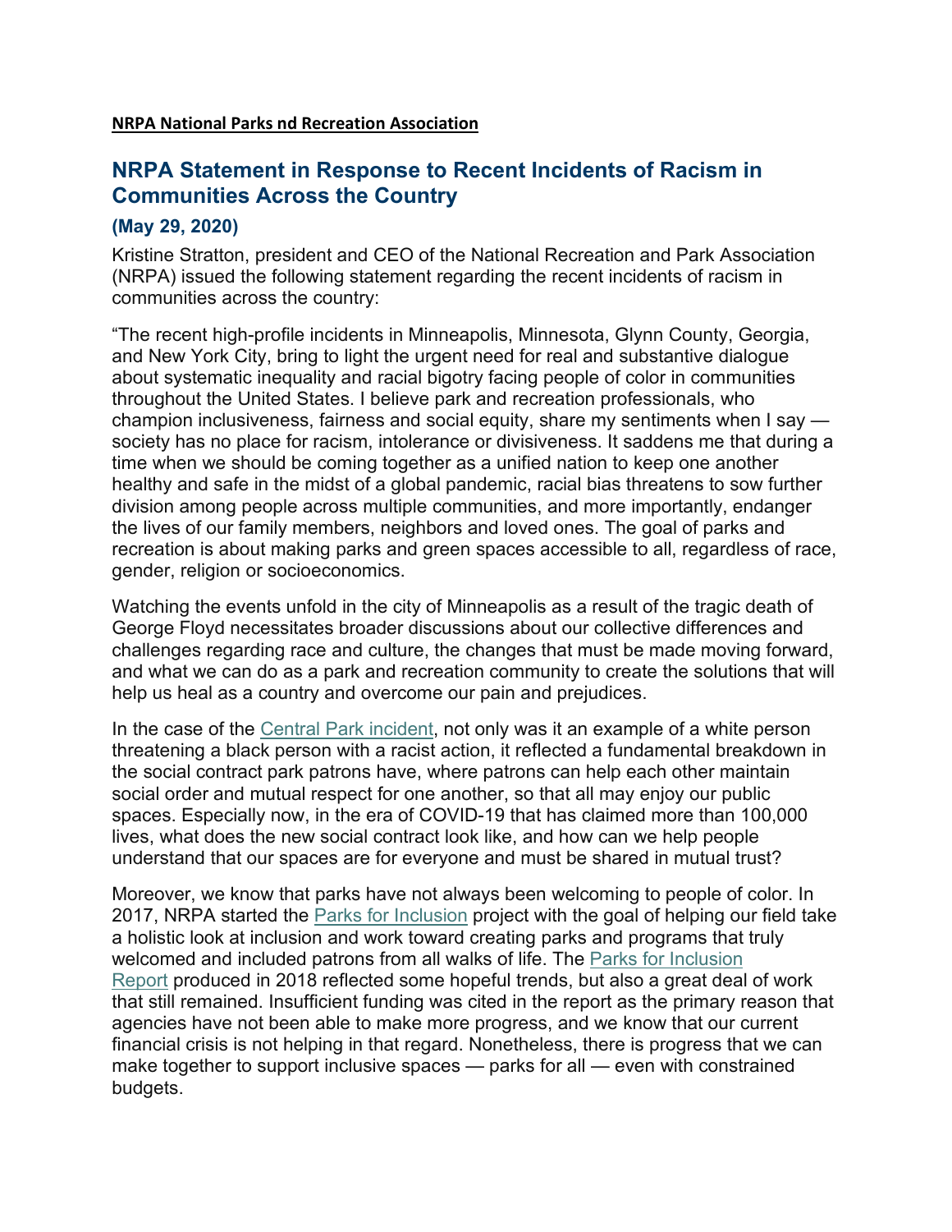**NRPA National Parks nd Recreation Association**

## NRPA Statement in Response to Recent Incidents of Racism in Communities Across the Country

### (May 29, 2020)

Kristine Stratton, president and CEO of the National Recreation and Park Association (NRPA) issued the following statement regarding the recent incidents of racism in communities across the country:

"The recent high-profile incidents in Minneapolis, Minnesota, Glynn County, Georgia, and New York City, bring to light the urgent need for real and substantive dialogue about systematic inequality and racial bigotry facing people of color in communities throughout the United States. I believe park and recreation professionals, who champion inclusiveness, fairness and social equity, share my sentiments when I say — society has no place for racism, intolerance or divisiveness. It saddens me that during a time when we should be coming together as a unified nation to keep one another healthy and safe in the midst of a global pandemic, racial bias threatens to sow further division among people across multiple communities, and more importantly, endanger the lives of our family members, neighbors and loved ones. The goal of parks and recreation is about making parks and green spaces accessible to all, regardless of race, gender, religion or socioeconomics.

Watching the events unfold in the city of Minneapolis as a result of the tragic death of George Floyd necessitates broader discussions about our collective differences and challenges regarding race and culture, the changes that must be made moving forward, and what we can do as a park and recreation community to create the solutions that will help us heal as a country and overcome our pain and prejudices.

In the case of the Central Park incident, not only was it an example of a white person threatening a black person with a racist action, it reflected a fundamental breakdown in the social contract park patrons have, where patrons can help each other maintain social order and mutual respect for one another, so that all may enjoy our public spaces. Especially now, in the era of COVID-19 that has claimed more than 100,000 lives, what does the new social contract look like, and how can we help people understand that our spaces are for everyone and must be shared in mutual trust?

Moreover, we know that parks have not always been welcoming to people of color. In 2017, NRPA started the Parks for Inclusion project with the goal of helping our field take a holistic look at inclusion and work toward creating parks and programs that truly welcomed and included patrons from all walks of life. The Parks for Inclusion Report produced in 2018 reflected some hopeful trends, but also a great deal of work that still remained. Insufficient funding was cited in the report as the primary reason that agencies have not been able to make more progress, and we know that our current financial crisis is not helping in that regard. Nonetheless, there is progress that we can make together to support inclusive spaces — parks for all — even with constrained budgets.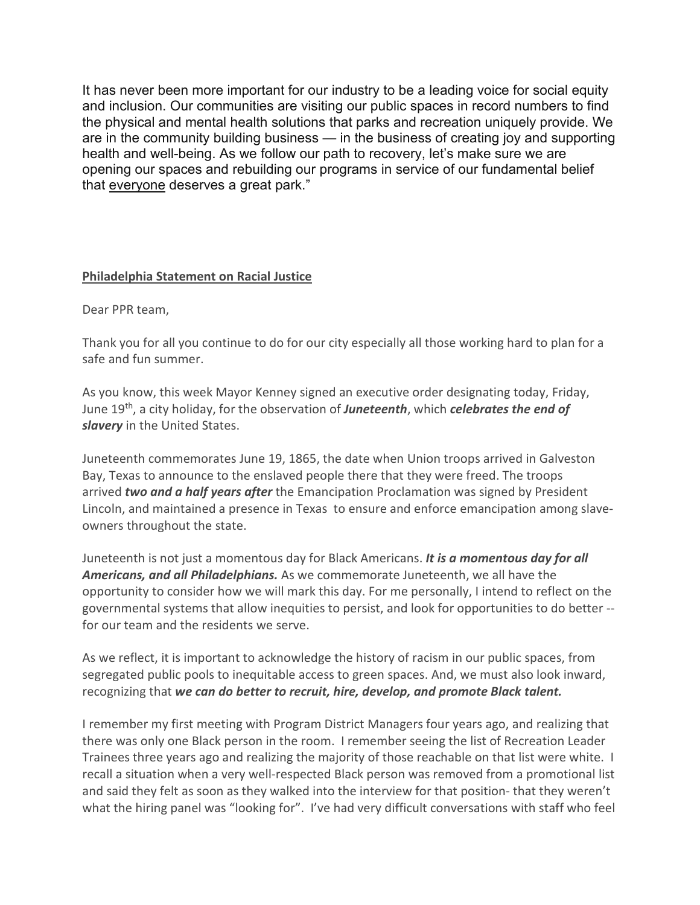It has never been more important for our industry to be a leading voice for social equity and inclusion. Our communities are visiting our public spaces in record numbers to find the physical and mental health solutions that parks and recreation uniquely provide. We are in the community building business — in the business of creating joy and supporting health and well-being. As we follow our path to recovery, let's make sure we are opening our spaces and rebuilding our programs in service of our fundamental belief that <u>everyone</u> deserves a great park."

**<u>Philadelphia Statement on Racial Justice</u>**

Dear PPR team,

Thank you for all you continue to do for our city especially all those working hard to plan for a safe and fun summer.

As you know, this week Mayor Kenney signed an executive order designating today, Friday, June 19th, a city holiday, for the observation of ***Juneteenth***, which ***celebrates the end of slavery*** in the United States.

Juneteenth commemorates June 19, 1865, the date when Union troops arrived in Galveston Bay, Texas to announce to the enslaved people there that they were freed. The troops arrived ***two and a half years after*** the Emancipation Proclamation was signed by President Lincoln, and maintained a presence in Texas to ensure and enforce emancipation among slave-owners throughout the state.

Juneteenth is not just a momentous day for Black Americans. ***It is a momentous day for all Americans, and all Philadelphians.*** As we commemorate Juneteenth, we all have the opportunity to consider how we will mark this day. For me personally, I intend to reflect on the governmental systems that allow inequities to persist, and look for opportunities to do better -- for our team and the residents we serve.

As we reflect, it is important to acknowledge the history of racism in our public spaces, from segregated public pools to inequitable access to green spaces. And, we must also look inward, recognizing that ***we can do better to recruit, hire, develop, and promote Black talent.***

I remember my first meeting with Program District Managers four years ago, and realizing that there was only one Black person in the room. I remember seeing the list of Recreation Leader Trainees three years ago and realizing the majority of those reachable on that list were white. I recall a situation when a very well-respected Black person was removed from a promotional list and said they felt as soon as they walked into the interview for that position- that they weren't what the hiring panel was "looking for". I've had very difficult conversations with staff who feel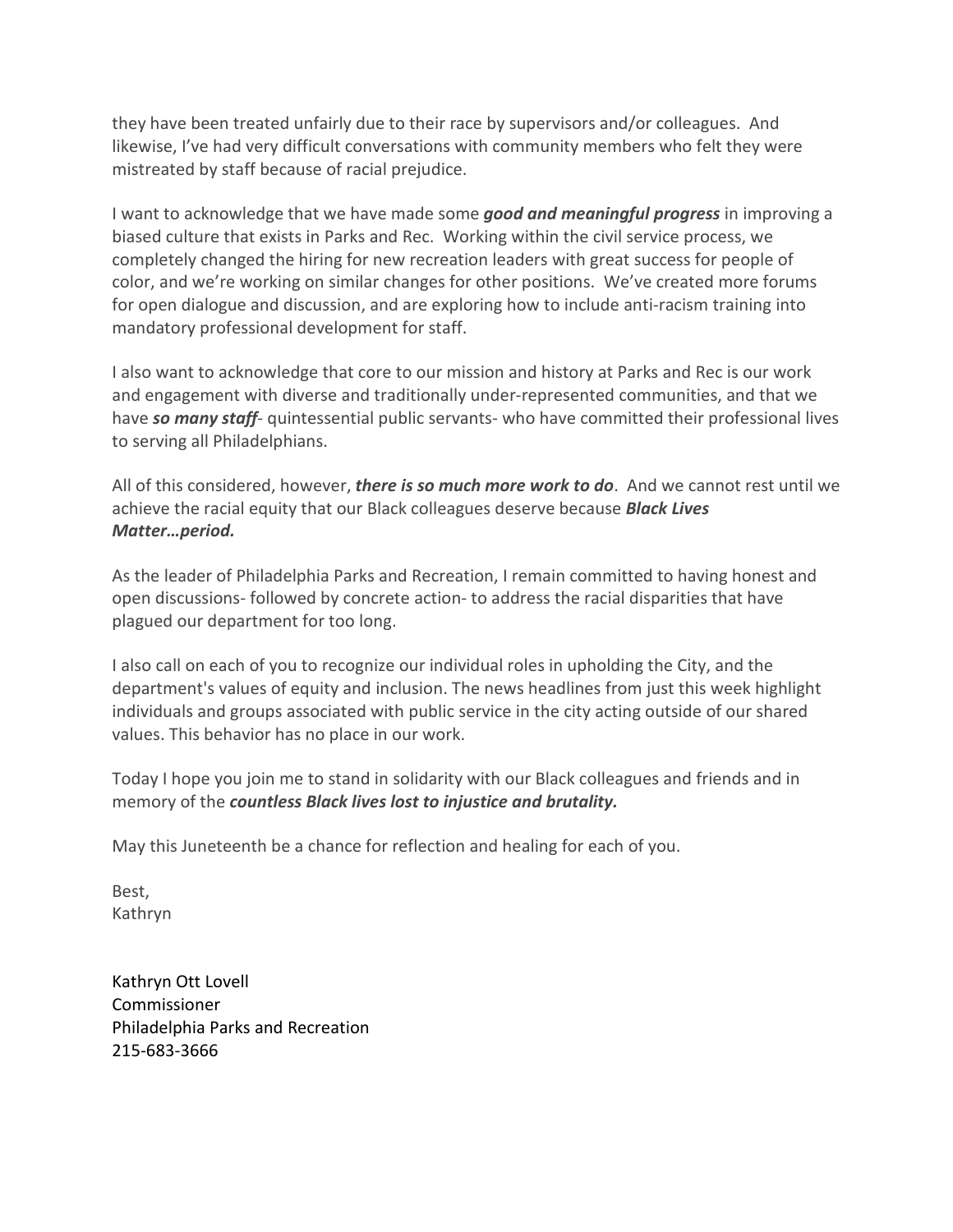they have been treated unfairly due to their race by supervisors and/or colleagues. And likewise, I've had very difficult conversations with community members who felt they were mistreated by staff because of racial prejudice.

I want to acknowledge that we have made some ***good and meaningful progress*** in improving a biased culture that exists in Parks and Rec. Working within the civil service process, we completely changed the hiring for new recreation leaders with great success for people of color, and we're working on similar changes for other positions. We've created more forums for open dialogue and discussion, and are exploring how to include anti-racism training into mandatory professional development for staff.

I also want to acknowledge that core to our mission and history at Parks and Rec is our work and engagement with diverse and traditionally under-represented communities, and that we have ***so many staff***- quintessential public servants- who have committed their professional lives to serving all Philadelphians.

All of this considered, however, ***there is so much more work to do***. And we cannot rest until we achieve the racial equity that our Black colleagues deserve because ***Black Lives Matter…period.***

As the leader of Philadelphia Parks and Recreation, I remain committed to having honest and open discussions- followed by concrete action- to address the racial disparities that have plagued our department for too long.

I also call on each of you to recognize our individual roles in upholding the City, and the department's values of equity and inclusion. The news headlines from just this week highlight individuals and groups associated with public service in the city acting outside of our shared values. This behavior has no place in our work.

Today I hope you join me to stand in solidarity with our Black colleagues and friends and in memory of the ***countless Black lives lost to injustice and brutality.***

May this Juneteenth be a chance for reflection and healing for each of you.

Best,
Kathryn

Kathryn Ott Lovell
Commissioner
Philadelphia Parks and Recreation
215-683-3666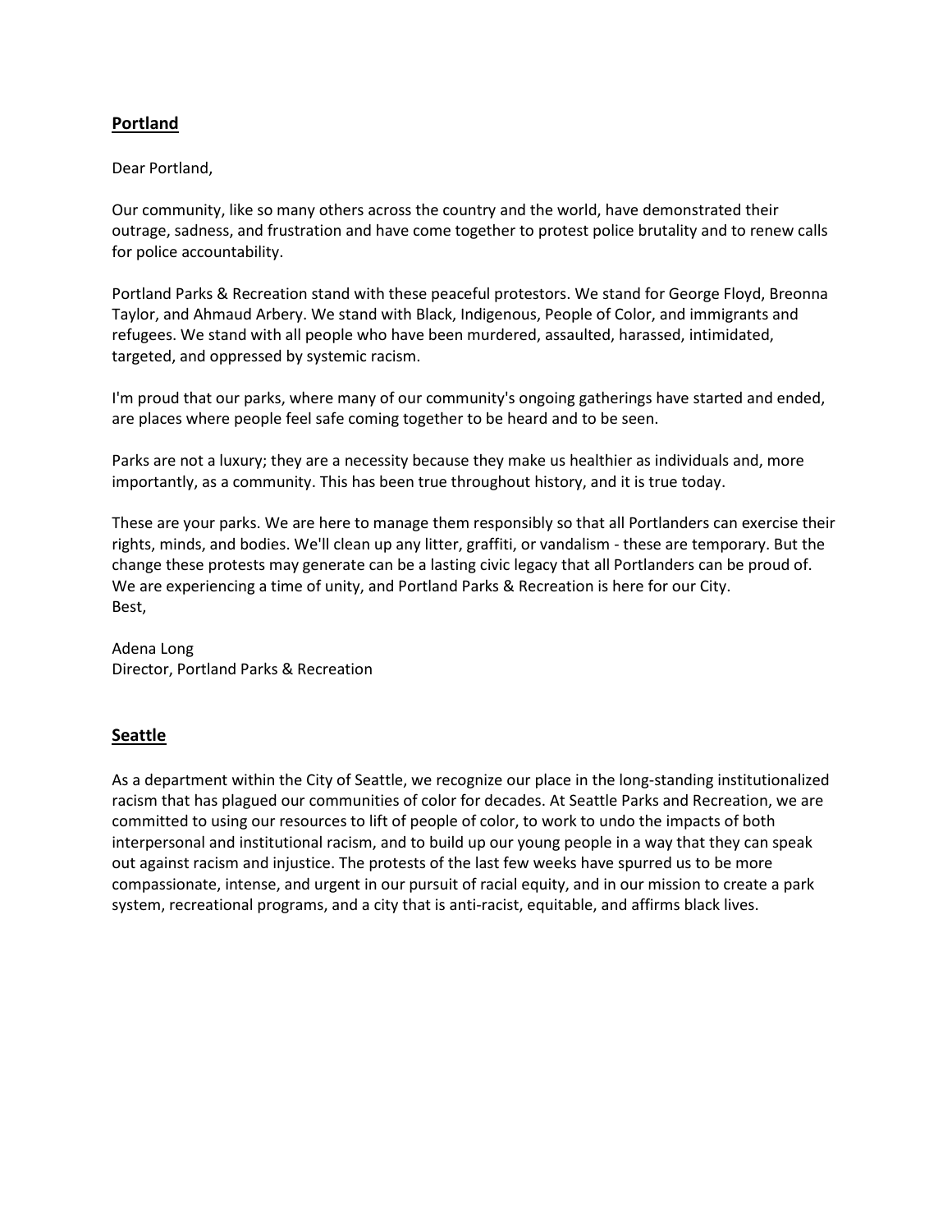## Portland

Dear Portland,

Our community, like so many others across the country and the world, have demonstrated their outrage, sadness, and frustration and have come together to protest police brutality and to renew calls for police accountability.

Portland Parks & Recreation stand with these peaceful protestors. We stand for George Floyd, Breonna Taylor, and Ahmaud Arbery. We stand with Black, Indigenous, People of Color, and immigrants and refugees. We stand with all people who have been murdered, assaulted, harassed, intimidated, targeted, and oppressed by systemic racism.

I'm proud that our parks, where many of our community's ongoing gatherings have started and ended, are places where people feel safe coming together to be heard and to be seen.

Parks are not a luxury; they are a necessity because they make us healthier as individuals and, more importantly, as a community. This has been true throughout history, and it is true today.

These are your parks. We are here to manage them responsibly so that all Portlanders can exercise their rights, minds, and bodies. We'll clean up any litter, graffiti, or vandalism - these are temporary. But the change these protests may generate can be a lasting civic legacy that all Portlanders can be proud of. We are experiencing a time of unity, and Portland Parks & Recreation is here for our City.
Best,

Adena Long
Director, Portland Parks & Recreation

## Seattle

As a department within the City of Seattle, we recognize our place in the long-standing institutionalized racism that has plagued our communities of color for decades. At Seattle Parks and Recreation, we are committed to using our resources to lift of people of color, to work to undo the impacts of both interpersonal and institutional racism, and to build up our young people in a way that they can speak out against racism and injustice. The protests of the last few weeks have spurred us to be more compassionate, intense, and urgent in our pursuit of racial equity, and in our mission to create a park system, recreational programs, and a city that is anti-racist, equitable, and affirms black lives.